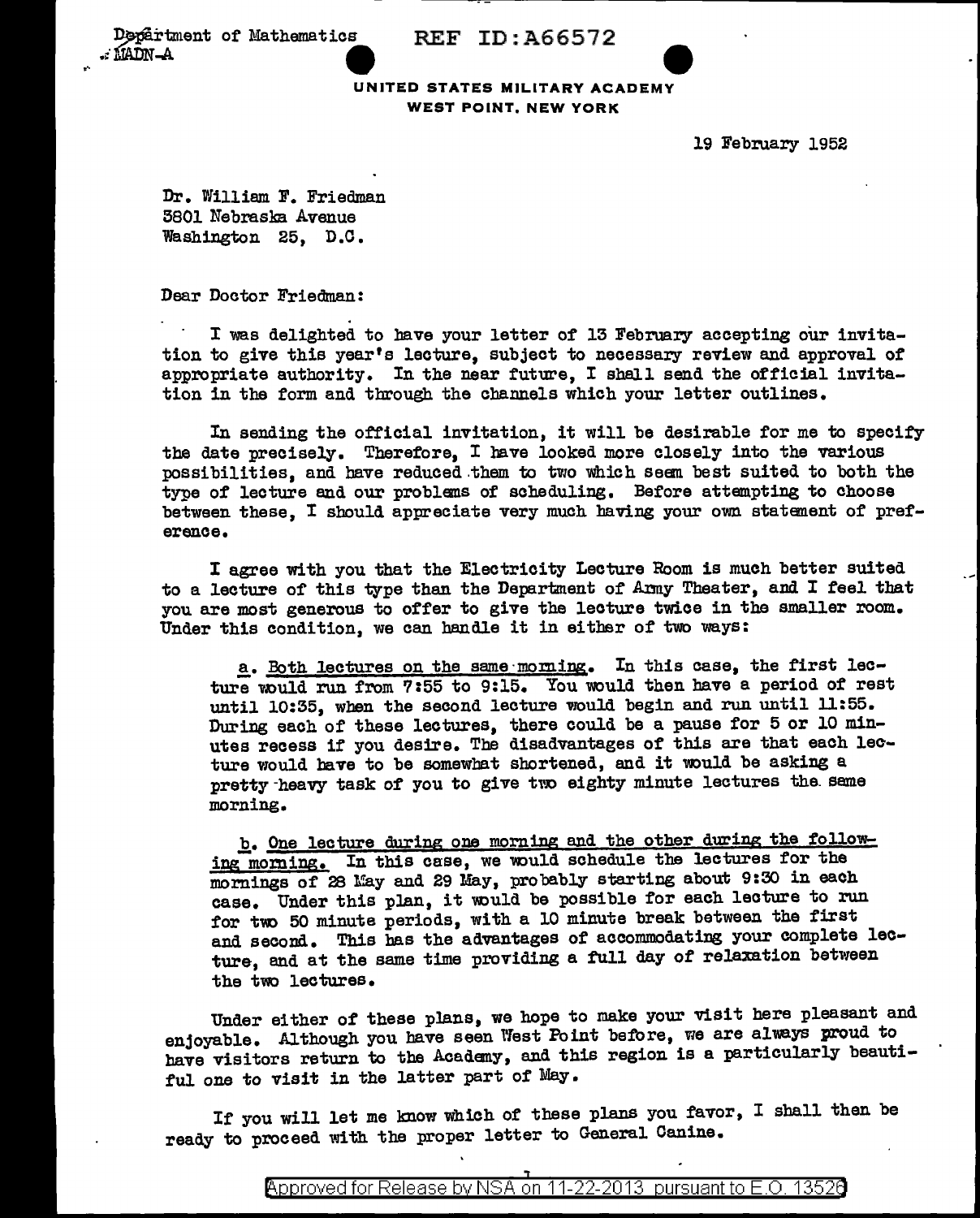Department of Mathematics
MADN-A

REF ID:A66572

UNITED STATES MILITARY ACADEMY
WEST POINT, NEW YORK

19 February 1952

Dr. William F. Friedman
3801 Nebraska Avenue
Washington 25, D.C.

Dear Doctor Friedman:

I was delighted to have your letter of 13 February accepting our invitation to give this year's lecture, subject to necessary review and approval of appropriate authority. In the near future, I shall send the official invitation in the form and through the channels which your letter outlines.

In sending the official invitation, it will be desirable for me to specify the date precisely. Therefore, I have looked more closely into the various possibilities, and have reduced them to two which seem best suited to both the type of lecture and our problems of scheduling. Before attempting to choose between these, I should appreciate very much having your own statement of preference.

I agree with you that the Electricity Lecture Room is much better suited to a lecture of this type than the Department of Army Theater, and I feel that you are most generous to offer to give the lecture twice in the smaller room. Under this condition, we can handle it in either of two ways:

a. <u>Both lectures on the same morning</u>. In this case, the first lecture would run from 7:55 to 9:15. You would then have a period of rest until 10:35, when the second lecture would begin and run until 11:55. During each of these lectures, there could be a pause for 5 or 10 minutes recess if you desire. The disadvantages of this are that each lecture would have to be somewhat shortened, and it would be asking a pretty heavy task of you to give two eighty minute lectures the same morning.

b. <u>One lecture during one morning and the other during the following morning.</u> In this case, we would schedule the lectures for the mornings of 28 May and 29 May, probably starting about 9:30 in each case. Under this plan, it would be possible for each lecture to run for two 50 minute periods, with a 10 minute break between the first and second. This has the advantages of accommodating your complete lecture, and at the same time providing a full day of relaxation between the two lectures.

Under either of these plans, we hope to make your visit here pleasant and enjoyable. Although you have seen West Point before, we are always proud to have visitors return to the Academy, and this region is a particularly beautiful one to visit in the latter part of May.

If you will let me know which of these plans you favor, I shall then be ready to proceed with the proper letter to General Canine.

Approved for Release by NSA on 11-22-2013 pursuant to E.O. 13526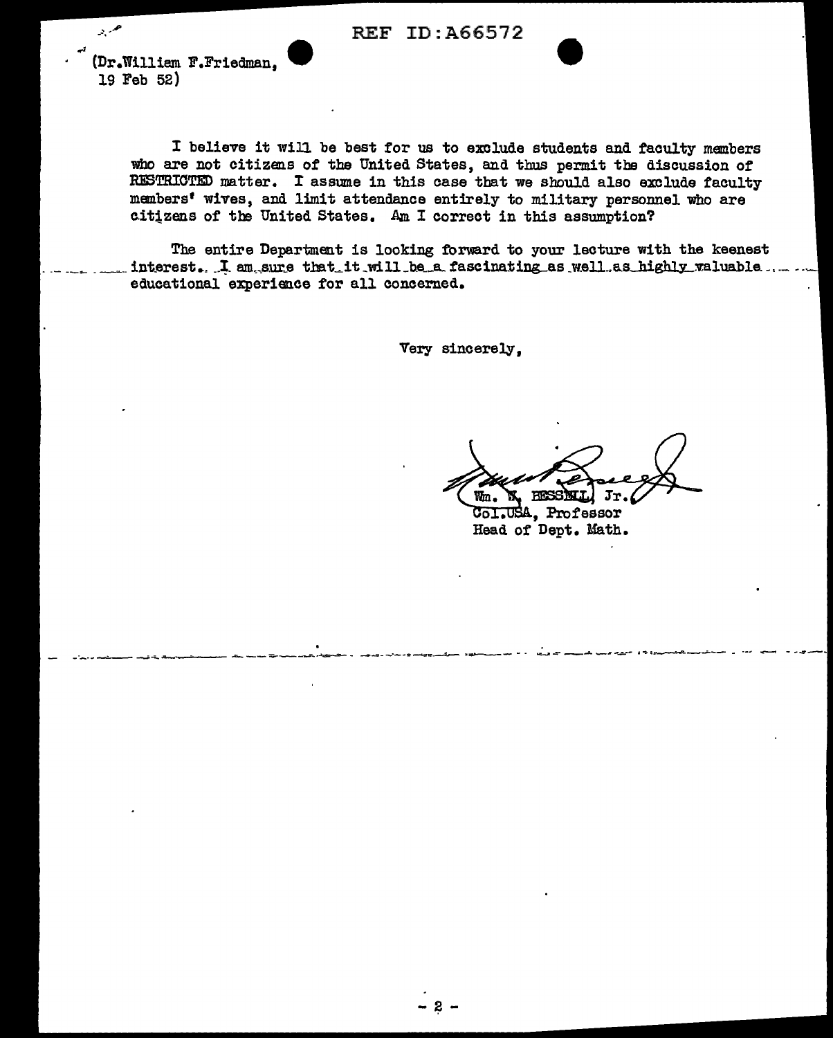REF ID:A66572

(Dr.William F.Friedman,
19 Feb 52)

I believe it will be best for us to exclude students and faculty members who are not citizens of the United States, and thus permit the discussion of RESTRICTED matter. I assume in this case that we should also exclude faculty members' wives, and limit attendance entirely to military personnel who are citizens of the United States. Am I correct in this assumption?

The entire Department is looking forward to your lecture with the keenest interest. I am sure that it will be a fascinating as well as highly valuable educational experience for all concerned.

Very sincerely,

Wm. W. BESSELL, Jr.
Col.USA, Professor
Head of Dept. Math.